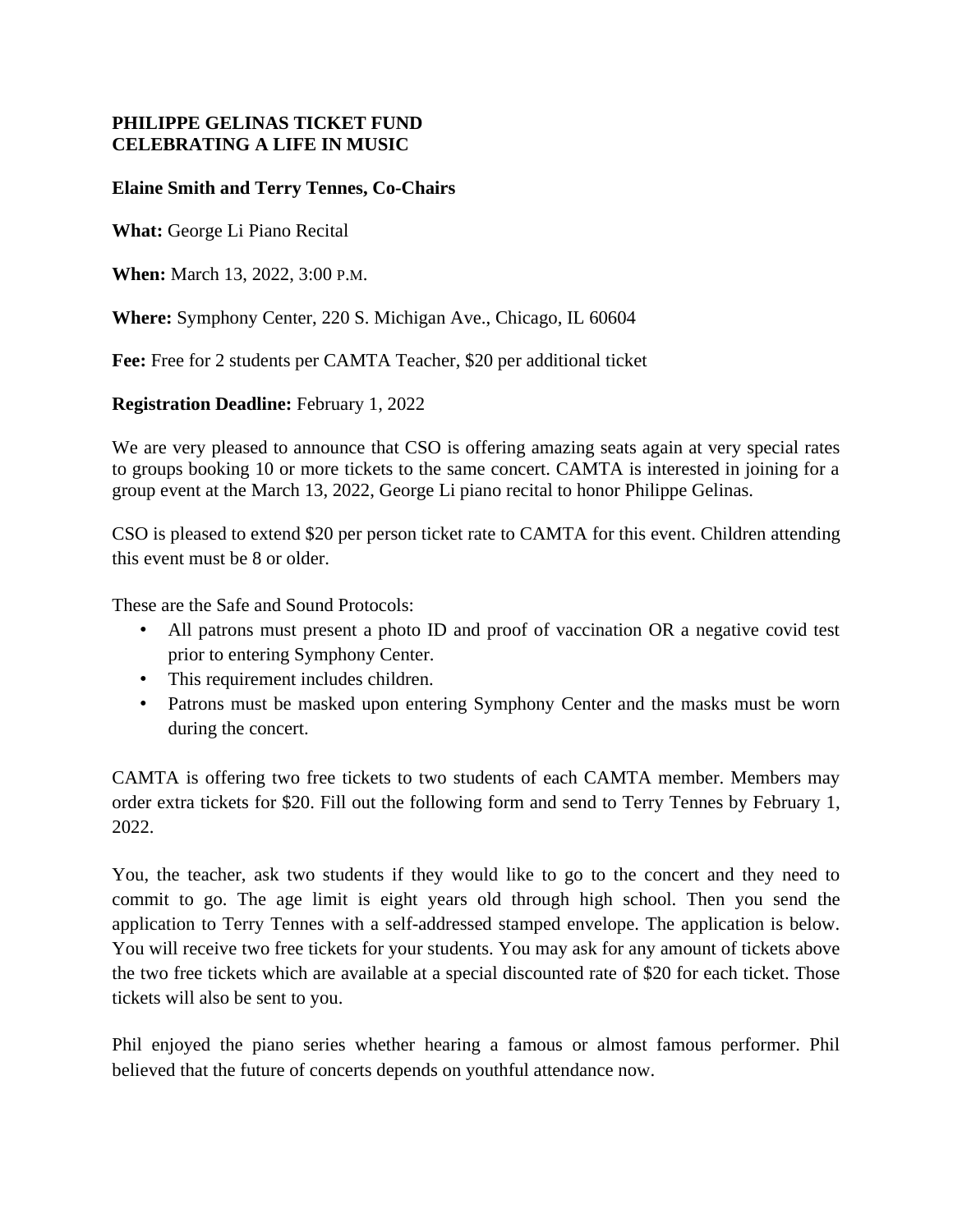**PHILIPPE GELINAS TICKET FUND**
**CELEBRATING A LIFE IN MUSIC**

**Elaine Smith and Terry Tennes, Co-Chairs**

**What:** George Li Piano Recital

**When:** March 13, 2022, 3:00 P.M.

**Where:** Symphony Center, 220 S. Michigan Ave., Chicago, IL 60604

**Fee:** Free for 2 students per CAMTA Teacher, $20 per additional ticket

**Registration Deadline:** February 1, 2022

We are very pleased to announce that CSO is offering amazing seats again at very special rates to groups booking 10 or more tickets to the same concert. CAMTA is interested in joining for a group event at the March 13, 2022, George Li piano recital to honor Philippe Gelinas.

CSO is pleased to extend $20 per person ticket rate to CAMTA for this event. Children attending this event must be 8 or older.

These are the Safe and Sound Protocols:

- All patrons must present a photo ID and proof of vaccination OR a negative covid test prior to entering Symphony Center.
- This requirement includes children.
- Patrons must be masked upon entering Symphony Center and the masks must be worn during the concert.

CAMTA is offering two free tickets to two students of each CAMTA member. Members may order extra tickets for $20. Fill out the following form and send to Terry Tennes by February 1, 2022.

You, the teacher, ask two students if they would like to go to the concert and they need to commit to go. The age limit is eight years old through high school. Then you send the application to Terry Tennes with a self-addressed stamped envelope. The application is below. You will receive two free tickets for your students. You may ask for any amount of tickets above the two free tickets which are available at a special discounted rate of $20 for each ticket. Those tickets will also be sent to you.

Phil enjoyed the piano series whether hearing a famous or almost famous performer. Phil believed that the future of concerts depends on youthful attendance now.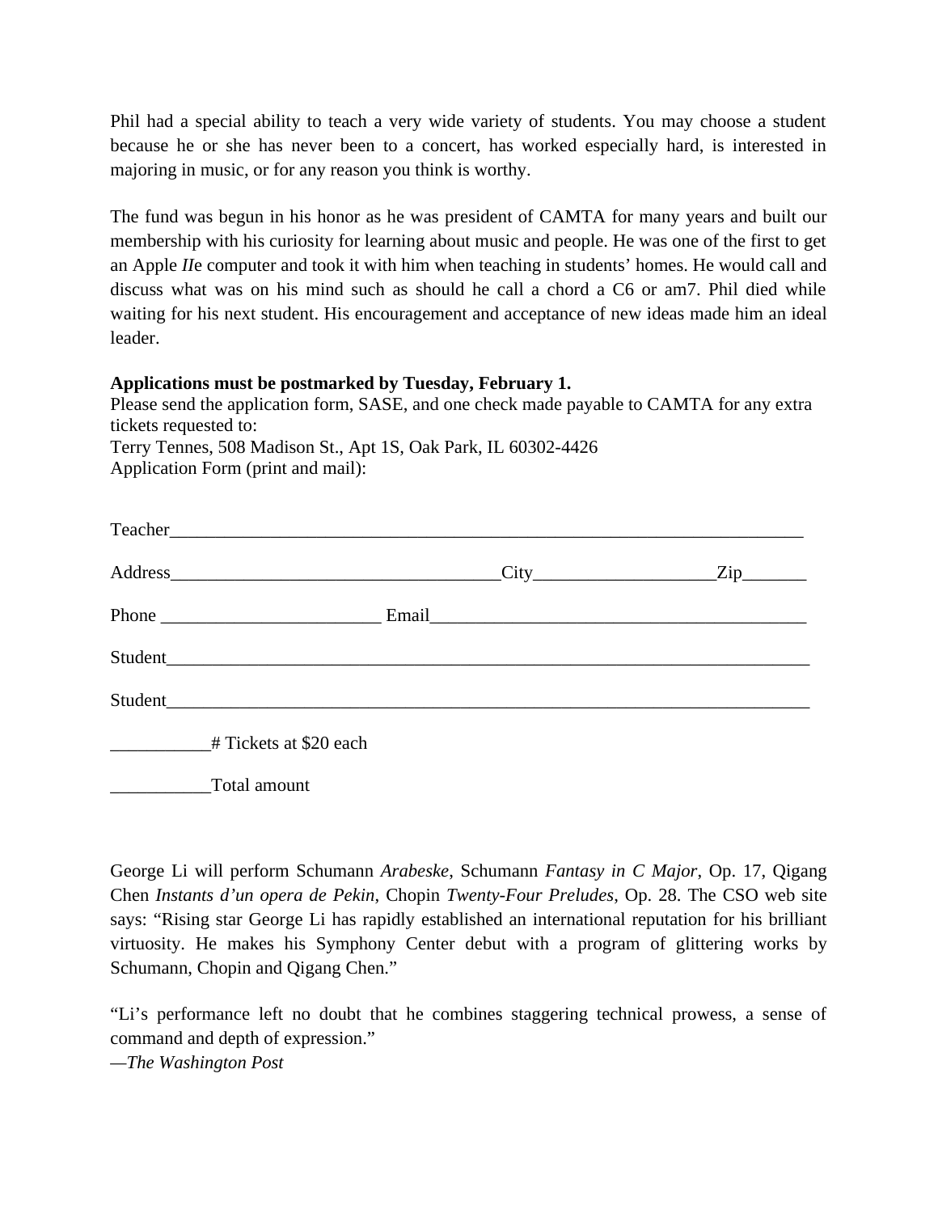Phil had a special ability to teach a very wide variety of students. You may choose a student because he or she has never been to a concert, has worked especially hard, is interested in majoring in music, or for any reason you think is worthy.

The fund was begun in his honor as he was president of CAMTA for many years and built our membership with his curiosity for learning about music and people. He was one of the first to get an Apple *II*e computer and took it with him when teaching in students' homes. He would call and discuss what was on his mind such as should he call a chord a C6 or am7. Phil died while waiting for his next student. His encouragement and acceptance of new ideas made him an ideal leader.

**Applications must be postmarked by Tuesday, February 1.**
Please send the application form, SASE, and one check made payable to CAMTA for any extra tickets requested to:
Terry Tennes, 508 Madison St., Apt 1S, Oak Park, IL 60302-4426
Application Form (print and mail):

Teacher___________________________________________________________________________

Address____________________________________City___________________Zip_______

Phone ________________________ Email_________________________________________

Student___________________________________________________________________________

Student___________________________________________________________________________

___________# Tickets at $20 each

___________Total amount

George Li will perform Schumann *Arabeske*, Schumann *Fantasy in C Major*, Op. 17, Qigang Chen *Instants d'un opera de Pekin*, Chopin *Twenty-Four Preludes*, Op. 28. The CSO web site says: "Rising star George Li has rapidly established an international reputation for his brilliant virtuosity. He makes his Symphony Center debut with a program of glittering works by Schumann, Chopin and Qigang Chen."

"Li's performance left no doubt that he combines staggering technical prowess, a sense of command and depth of expression."
—*The Washington Post*